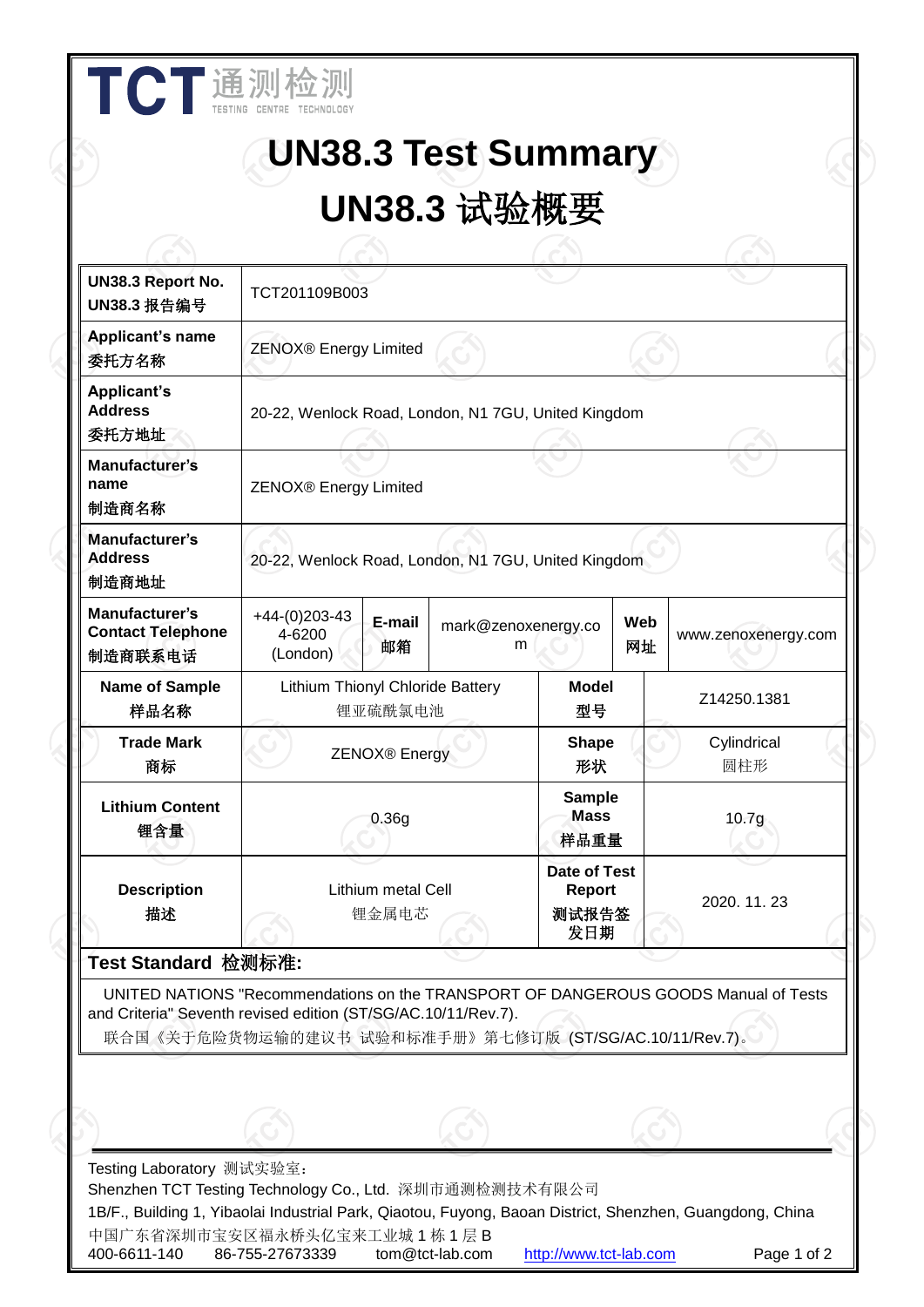TCT 通测检测 TESTING CENTRE TECHNOLOGY

# UN38.3 Test Summary

# UN38.3 试验概要

| | | | | | |
|---|---|---|---|---|---|
| **UN38.3 Report No.** **UN38.3 报告编号** | TCT201109B003 | | | | |
| **Applicant's name** **委托方名称** | ZENOX® Energy Limited | | | | |
| **Applicant's Address** **委托方地址** | 20-22, Wenlock Road, London, N1 7GU, United Kingdom | | | | |
| **Manufacturer's name** **制造商名称** | ZENOX® Energy Limited | | | | |
| **Manufacturer's Address** **制造商地址** | 20-22, Wenlock Road, London, N1 7GU, United Kingdom | | | | |
| **Manufacturer's Contact Telephone** **制造商联系电话** | +44-(0)203-434-6200 (London) | **E-mail 邮箱** | mark@zenoxenergy.com | **Web 网址** | www.zenoxenergy.com |
| **Name of Sample** **样品名称** | Lithium Thionyl Chloride Battery 锂亚硫酰氯电池 | | **Model 型号** | Z14250.1381 | |
| **Trade Mark** **商标** | ZENOX® Energy | | **Shape 形状** | Cylindrical 圆柱形 | |
| **Lithium Content** **锂含量** | 0.36g | | **Sample Mass 样品重量** | 10.7g | |
| **Description** **描述** | Lithium metal Cell 锂金属电芯 | | **Date of Test Report 测试报告签发日期** | 2020. 11. 23 | |

**Test Standard 检测标准:**

UNITED NATIONS "Recommendations on the TRANSPORT OF DANGEROUS GOODS Manual of Tests and Criteria" Seventh revised edition (ST/SG/AC.10/11/Rev.7).

联合国《关于危险货物运输的建议书 试验和标准手册》第七修订版 (ST/SG/AC.10/11/Rev.7)。

---

Testing Laboratory 测试实验室：

Shenzhen TCT Testing Technology Co., Ltd. 深圳市通测检测技术有限公司

1B/F., Building 1, Yibaolai Industrial Park, Qiaotou, Fuyong, Baoan District, Shenzhen, Guangdong, China

中国广东省深圳市宝安区福永桥头亿宝来工业城 1 栋 1 层 B

400-6611-140 86-755-27673339 tom@tct-lab.com http://www.tct-lab.com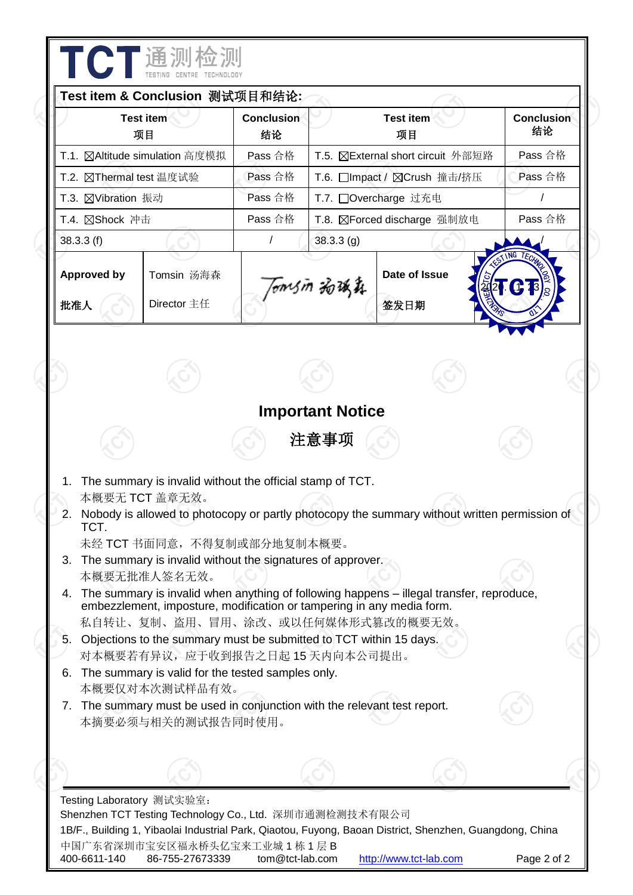TCT 通测检测

TESTING CENTRE TECHNOLOGY

## Test item & Conclusion 测试项目和结论:

| Test item<br>项目 | Conclusion<br>结论 | Test item<br>项目 | Conclusion<br>结论 |
|---|---|---|---|
| T.1. ☒Altitude simulation 高度模拟 | Pass 合格 | T.5. ☒External short circuit 外部短路 | Pass 合格 |
| T.2. ☒Thermal test 温度试验 | Pass 合格 | T.6. ☐Impact / ☒Crush 撞击/挤压 | Pass 合格 |
| T.3. ☒Vibration 振动 | Pass 合格 | T.7. ☐Overcharge 过充电 | / |
| T.4. ☒Shock 冲击 | Pass 合格 | T.8. ☒Forced discharge 强制放电 | Pass 合格 |
| 38.3.3 (f) | / | 38.3.3 (g) | / |

| | | | | |
|---|---|---|---|---|
| Approved by<br>批准人 | Tomsin 汤海森<br>Director 主任 | Tomsin 汤海森 | Date of Issue<br>签发日期 | 2020.11.23 |

# Important Notice

# 注意事项

1. The summary is invalid without the official stamp of TCT.
   本概要无 TCT 盖章无效。
2. Nobody is allowed to photocopy or partly photocopy the summary without written permission of TCT.
   未经 TCT 书面同意，不得复制或部分地复制本概要。
3. The summary is invalid without the signatures of approver.
   本概要无批准人签名无效。
4. The summary is invalid when anything of following happens – illegal transfer, reproduce, embezzlement, imposture, modification or tampering in any media form.
   私自转让、复制、盗用、冒用、涂改、或以任何媒体形式篡改的概要无效。
5. Objections to the summary must be submitted to TCT within 15 days.
   对本概要若有异议，应于收到报告之日起 15 天内向本公司提出。
6. The summary is valid for the tested samples only.
   本概要仅对本次测试样品有效。
7. The summary must be used in conjunction with the relevant test report.
   本摘要必须与相关的测试报告同时使用。

Testing Laboratory 测试实验室：
Shenzhen TCT Testing Technology Co., Ltd. 深圳市通测检测技术有限公司
1B/F., Building 1, Yibaolai Industrial Park, Qiaotou, Fuyong, Baoan District, Shenzhen, Guangdong, China
中国广东省深圳市宝安区福永桥头亿宝来工业城 1 栋 1 层 B
400-6611-140 86-755-27673339 tom@tct-lab.com http://www.tct-lab.com